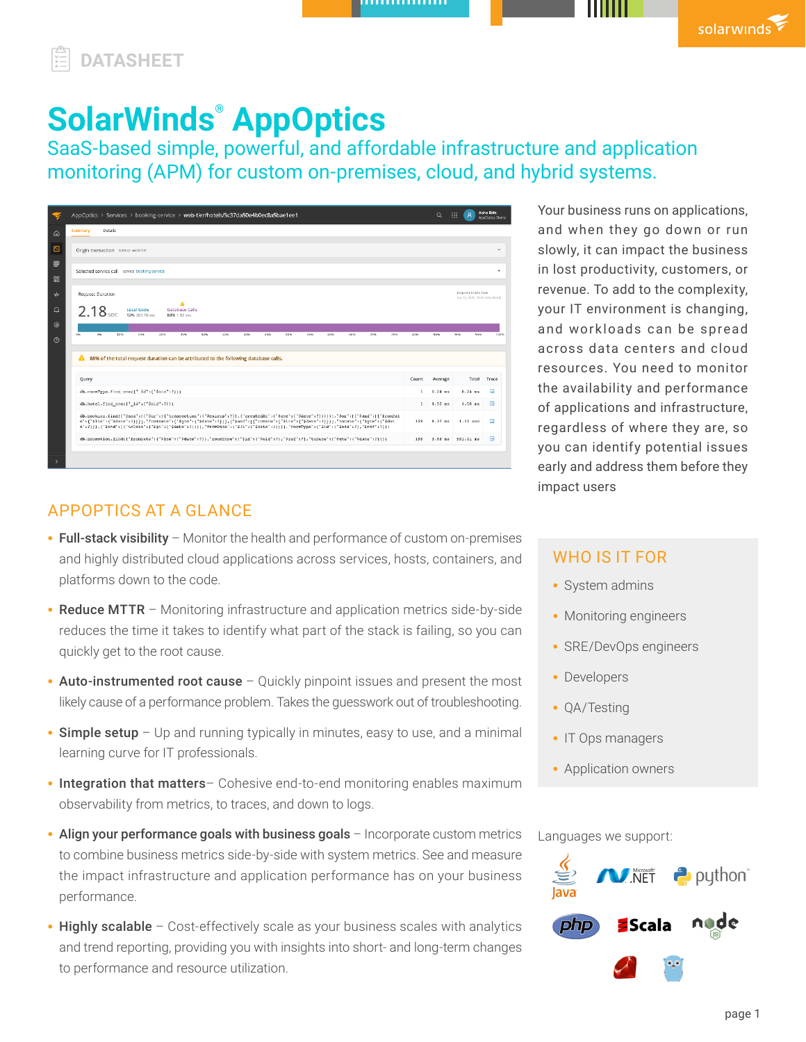DATASHEET

# SolarWinds® AppOptics

## SaaS-based simple, powerful, and affordable infrastructure and application monitoring (APM) for custom on-premises, cloud, and hybrid systems.

Your business runs on applications, and when they go down or run slowly, it can impact the business in lost productivity, customers, or revenue. To add to the complexity, your IT environment is changing, and workloads can be spread across data centers and cloud resources. You need to monitor the availability and performance of applications and infrastructure, regardless of where they are, so you can identify potential issues early and address them before they impact users

## APPOPTICS AT A GLANCE

- **Full-stack visibility** – Monitor the health and performance of custom on-premises and highly distributed cloud applications across services, hosts, containers, and platforms down to the code.
- **Reduce MTTR** – Monitoring infrastructure and application metrics side-by-side reduces the time it takes to identify what part of the stack is failing, so you can quickly get to the root cause.
- **Auto-instrumented root cause** – Quickly pinpoint issues and present the most likely cause of a performance problem. Takes the guesswork out of troubleshooting.
- **Simple setup** – Up and running typically in minutes, easy to use, and a minimal learning curve for IT professionals.
- **Integration that matters**– Cohesive end-to-end monitoring enables maximum observability from metrics, to traces, and down to logs.
- **Align your performance goals with business goals** – Incorporate custom metrics to combine business metrics side-by-side with system metrics. See and measure the impact infrastructure and application performance has on your business performance.
- **Highly scalable** – Cost-effectively scale as your business scales with analytics and trend reporting, providing you with insights into short- and long-term changes to performance and resource utilization.

## WHO IS IT FOR

- System admins
- Monitoring engineers
- SRE/DevOps engineers
- Developers
- QA/Testing
- IT Ops managers
- Application owners

Languages we support:

Java, .NET, python, php, Scala, node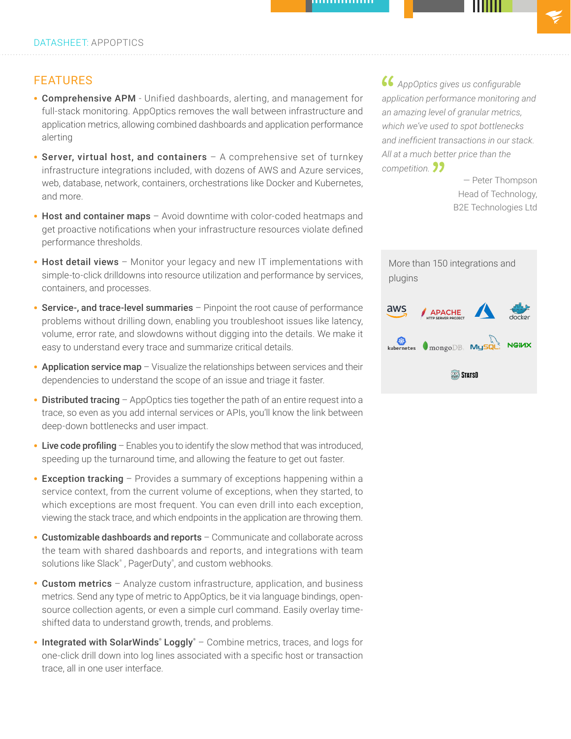## FEATURES

- **Comprehensive APM** - Unified dashboards, alerting, and management for full-stack monitoring. AppOptics removes the wall between infrastructure and application metrics, allowing combined dashboards and application performance alerting
- **Server, virtual host, and containers** – A comprehensive set of turnkey infrastructure integrations included, with dozens of AWS and Azure services, web, database, network, containers, orchestrations like Docker and Kubernetes, and more.
- **Host and container maps** – Avoid downtime with color-coded heatmaps and get proactive notifications when your infrastructure resources violate defined performance thresholds.
- **Host detail views** – Monitor your legacy and new IT implementations with simple-to-click drilldowns into resource utilization and performance by services, containers, and processes.
- **Service-, and trace-level summaries** – Pinpoint the root cause of performance problems without drilling down, enabling you troubleshoot issues like latency, volume, error rate, and slowdowns without digging into the details. We make it easy to understand every trace and summarize critical details.
- **Application service map** – Visualize the relationships between services and their dependencies to understand the scope of an issue and triage it faster.
- **Distributed tracing** – AppOptics ties together the path of an entire request into a trace, so even as you add internal services or APIs, you'll know the link between deep-down bottlenecks and user impact.
- **Live code profiling** – Enables you to identify the slow method that was introduced, speeding up the turnaround time, and allowing the feature to get out faster.
- **Exception tracking** – Provides a summary of exceptions happening within a service context, from the current volume of exceptions, when they started, to which exceptions are most frequent. You can even drill into each exception, viewing the stack trace, and which endpoints in the application are throwing them.
- **Customizable dashboards and reports** – Communicate and collaborate across the team with shared dashboards and reports, and integrations with team solutions like Slack®, PagerDuty®, and custom webhooks.
- **Custom metrics** – Analyze custom infrastructure, application, and business metrics. Send any type of metric to AppOptics, be it via language bindings, open-source collection agents, or even a simple curl command. Easily overlay time-shifted data to understand growth, trends, and problems.
- **Integrated with SolarWinds® Loggly®** – Combine metrics, traces, and logs for one-click drill down into log lines associated with a specific host or transaction trace, all in one user interface.

> *“AppOptics gives us configurable application performance monitoring and an amazing level of granular metrics, which we've used to spot bottlenecks and inefficient transactions in our stack. All at a much better price than the competition.”*
>
> — Peter Thompson
> Head of Technology,
> B2E Technologies Ltd

More than 150 integrations and plugins

aws · APACHE HTTP SERVER PROJECT · Azure · docker · kubernetes · mongoDB · MySQL · NGINX · StatsD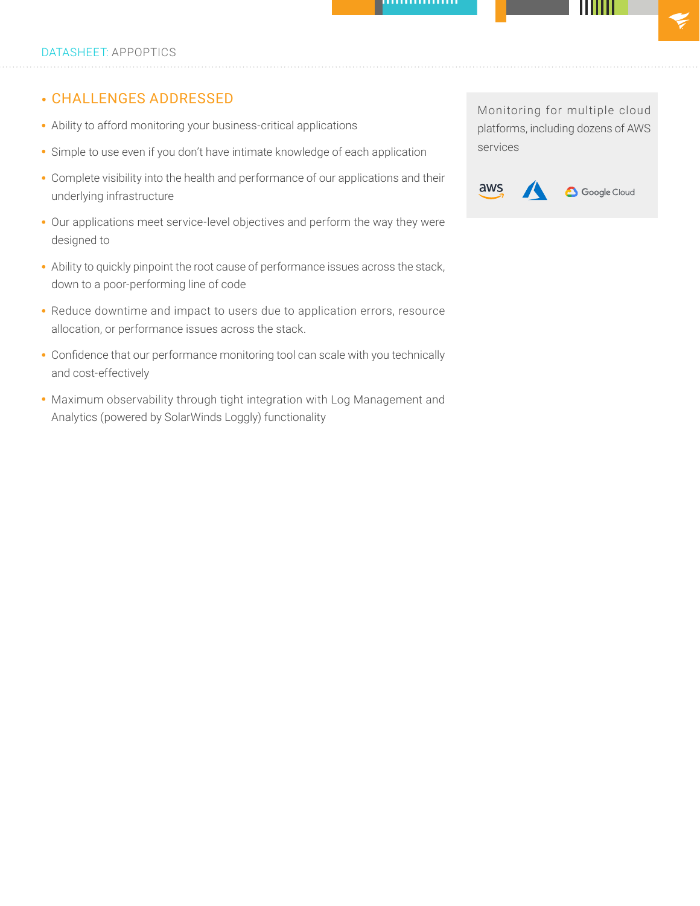## CHALLENGES ADDRESSED

- Ability to afford monitoring your business-critical applications
- Simple to use even if you don't have intimate knowledge of each application
- Complete visibility into the health and performance of our applications and their underlying infrastructure
- Our applications meet service-level objectives and perform the way they were designed to
- Ability to quickly pinpoint the root cause of performance issues across the stack, down to a poor-performing line of code
- Reduce downtime and impact to users due to application errors, resource allocation, or performance issues across the stack.
- Confidence that our performance monitoring tool can scale with you technically and cost-effectively
- Maximum observability through tight integration with Log Management and Analytics (powered by SolarWinds Loggly) functionality

Monitoring for multiple cloud platforms, including dozens of AWS services

aws | Google Cloud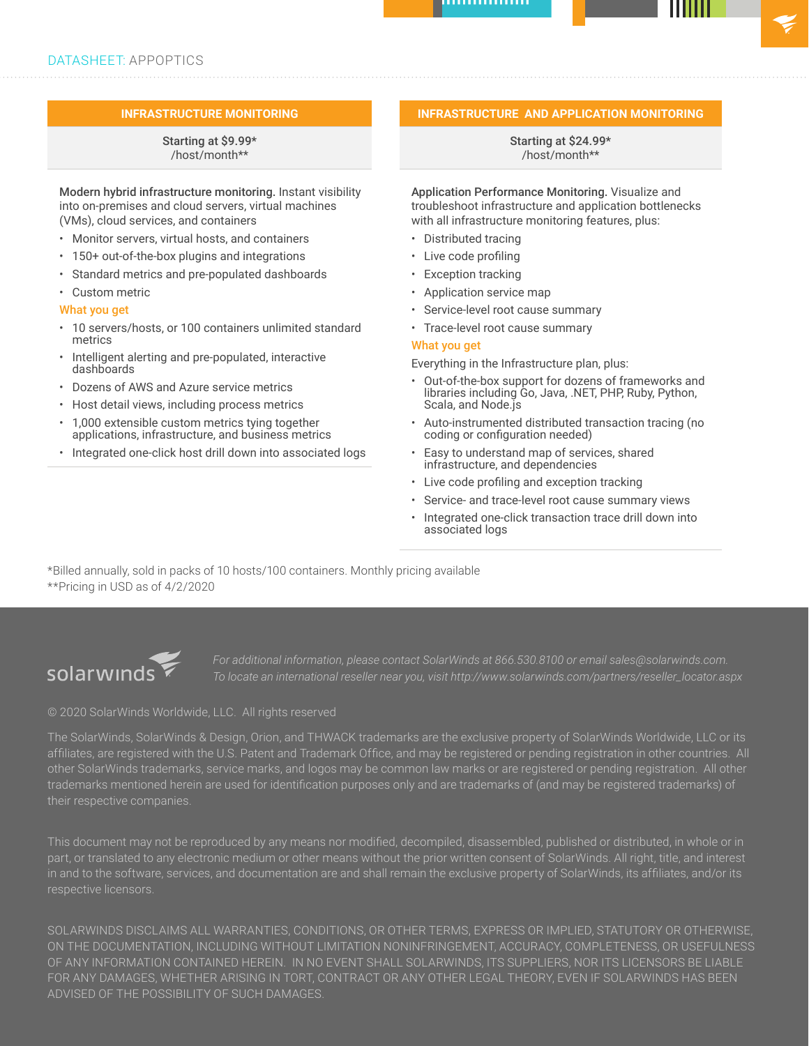DATASHEET: APPOPTICS

## INFRASTRUCTURE MONITORING

Starting at $9.99*
/host/month**

**Modern hybrid infrastructure monitoring.** Instant visibility into on-premises and cloud servers, virtual machines (VMs), cloud services, and containers

- Monitor servers, virtual hosts, and containers
- 150+ out-of-the-box plugins and integrations
- Standard metrics and pre-populated dashboards
- Custom metric

### What you get

- 10 servers/hosts, or 100 containers unlimited standard metrics
- Intelligent alerting and pre-populated, interactive dashboards
- Dozens of AWS and Azure service metrics
- Host detail views, including process metrics
- 1,000 extensible custom metrics tying together applications, infrastructure, and business metrics
- Integrated one-click host drill down into associated logs

## INFRASTRUCTURE AND APPLICATION MONITORING

Starting at $24.99*
/host/month**

**Application Performance Monitoring.** Visualize and troubleshoot infrastructure and application bottlenecks with all infrastructure monitoring features, plus:

- Distributed tracing
- Live code profiling
- Exception tracking
- Application service map
- Service-level root cause summary
- Trace-level root cause summary

### What you get

Everything in the Infrastructure plan, plus:

- Out-of-the-box support for dozens of frameworks and libraries including Go, Java, .NET, PHP, Ruby, Python, Scala, and Node.js
- Auto-instrumented distributed transaction tracing (no coding or configuration needed)
- Easy to understand map of services, shared infrastructure, and dependencies
- Live code profiling and exception tracking
- Service- and trace-level root cause summary views
- Integrated one-click transaction trace drill down into associated logs

*Billed annually, sold in packs of 10 hosts/100 containers. Monthly pricing available
**Pricing in USD as of 4/2/2020

solarwinds

*For additional information, please contact SolarWinds at 866.530.8100 or email sales@solarwinds.com.*
*To locate an international reseller near you, visit http://www.solarwinds.com/partners/reseller_locator.aspx*

© 2020 SolarWinds Worldwide, LLC. All rights reserved

The SolarWinds, SolarWinds & Design, Orion, and THWACK trademarks are the exclusive property of SolarWinds Worldwide, LLC or its affiliates, are registered with the U.S. Patent and Trademark Office, and may be registered or pending registration in other countries. All other SolarWinds trademarks, service marks, and logos may be common law marks or are registered or pending registration. All other trademarks mentioned herein are used for identification purposes only and are trademarks of (and may be registered trademarks) of their respective companies.

This document may not be reproduced by any means nor modified, decompiled, disassembled, published or distributed, in whole or in part, or translated to any electronic medium or other means without the prior written consent of SolarWinds. All right, title, and interest in and to the software, services, and documentation are and shall remain the exclusive property of SolarWinds, its affiliates, and/or its respective licensors.

SOLARWINDS DISCLAIMS ALL WARRANTIES, CONDITIONS, OR OTHER TERMS, EXPRESS OR IMPLIED, STATUTORY OR OTHERWISE, ON THE DOCUMENTATION, INCLUDING WITHOUT LIMITATION NONINFRINGEMENT, ACCURACY, COMPLETENESS, OR USEFULNESS OF ANY INFORMATION CONTAINED HEREIN. IN NO EVENT SHALL SOLARWINDS, ITS SUPPLIERS, NOR ITS LICENSORS BE LIABLE FOR ANY DAMAGES, WHETHER ARISING IN TORT, CONTRACT OR ANY OTHER LEGAL THEORY, EVEN IF SOLARWINDS HAS BEEN ADVISED OF THE POSSIBILITY OF SUCH DAMAGES.